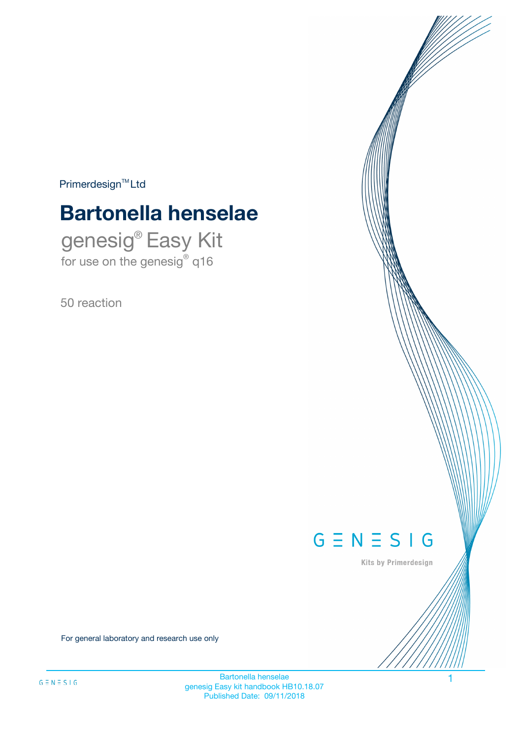Primerdesign™ Ltd

# Bartonella henselae

genesig® Easy Kit

for use on the genesig® q16

50 reaction

GENESIG

Kits by Primerdesign

For general laboratory and research use only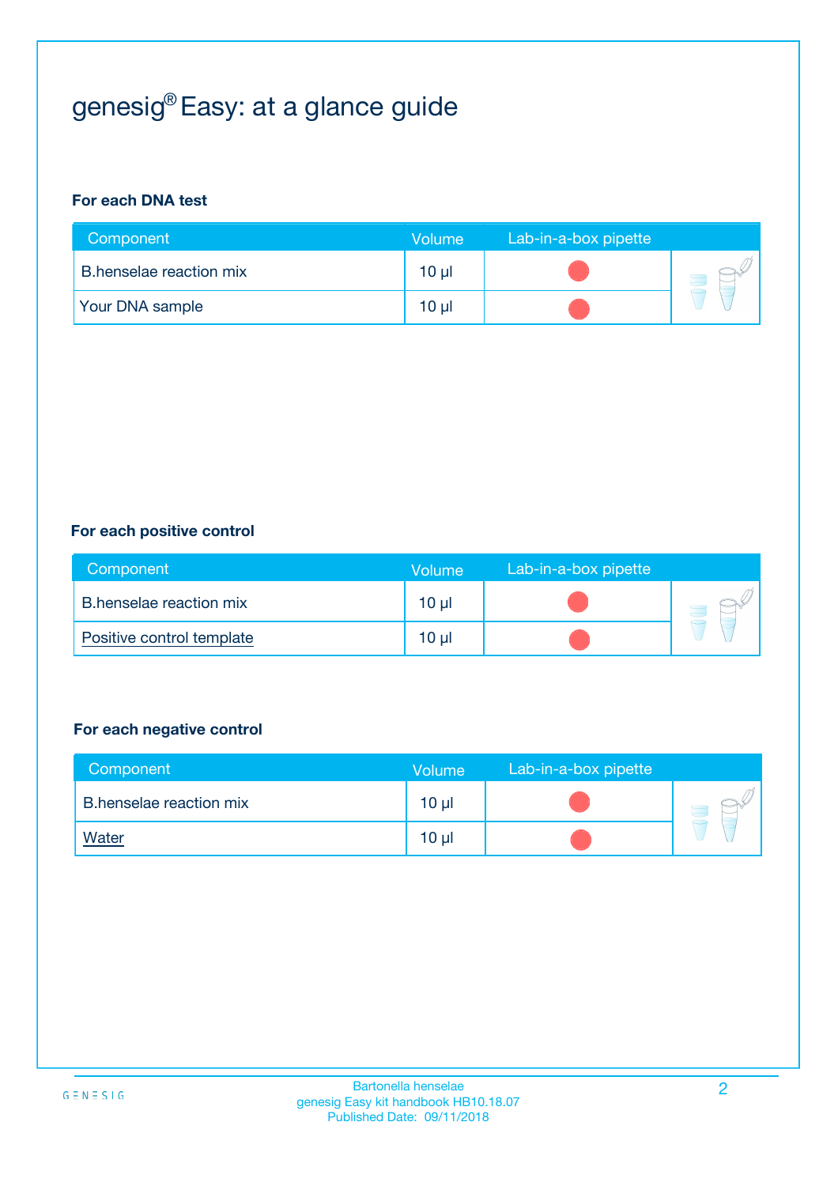# genesig® Easy: at a glance guide

**For each DNA test**

| Component | Volume | Lab-in-a-box pipette |
|---|---|---|
| B.henselae reaction mix | 10 µl | |
| Your DNA sample | 10 µl | |

**For each positive control**

| Component | Volume | Lab-in-a-box pipette |
|---|---|---|
| B.henselae reaction mix | 10 µl | |
| Positive control template | 10 µl | |

**For each negative control**

| Component | Volume | Lab-in-a-box pipette |
|---|---|---|
| B.henselae reaction mix | 10 µl | |
| Water | 10 µl | |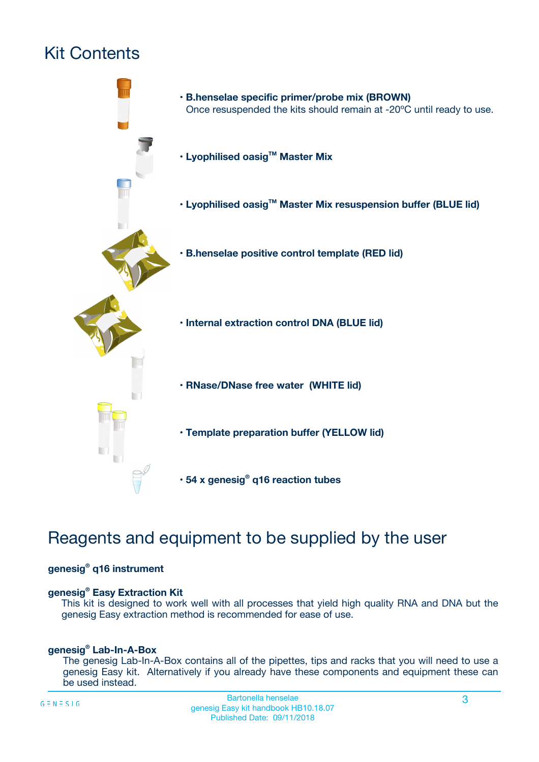# Kit Contents

- **B.henselae specific primer/probe mix (BROWN)**
  Once resuspended the kits should remain at -20ºC until ready to use.
- **Lyophilised oasig™ Master Mix**
- **Lyophilised oasig™ Master Mix resuspension buffer (BLUE lid)**
- **B.henselae positive control template (RED lid)**
- **Internal extraction control DNA (BLUE lid)**
- **RNase/DNase free water (WHITE lid)**
- **Template preparation buffer (YELLOW lid)**
- **54 x genesig® q16 reaction tubes**

# Reagents and equipment to be supplied by the user

**genesig® q16 instrument**

**genesig® Easy Extraction Kit**
This kit is designed to work well with all processes that yield high quality RNA and DNA but the genesig Easy extraction method is recommended for ease of use.

**genesig® Lab-In-A-Box**
The genesig Lab-In-A-Box contains all of the pipettes, tips and racks that you will need to use a genesig Easy kit. Alternatively if you already have these components and equipment these can be used instead.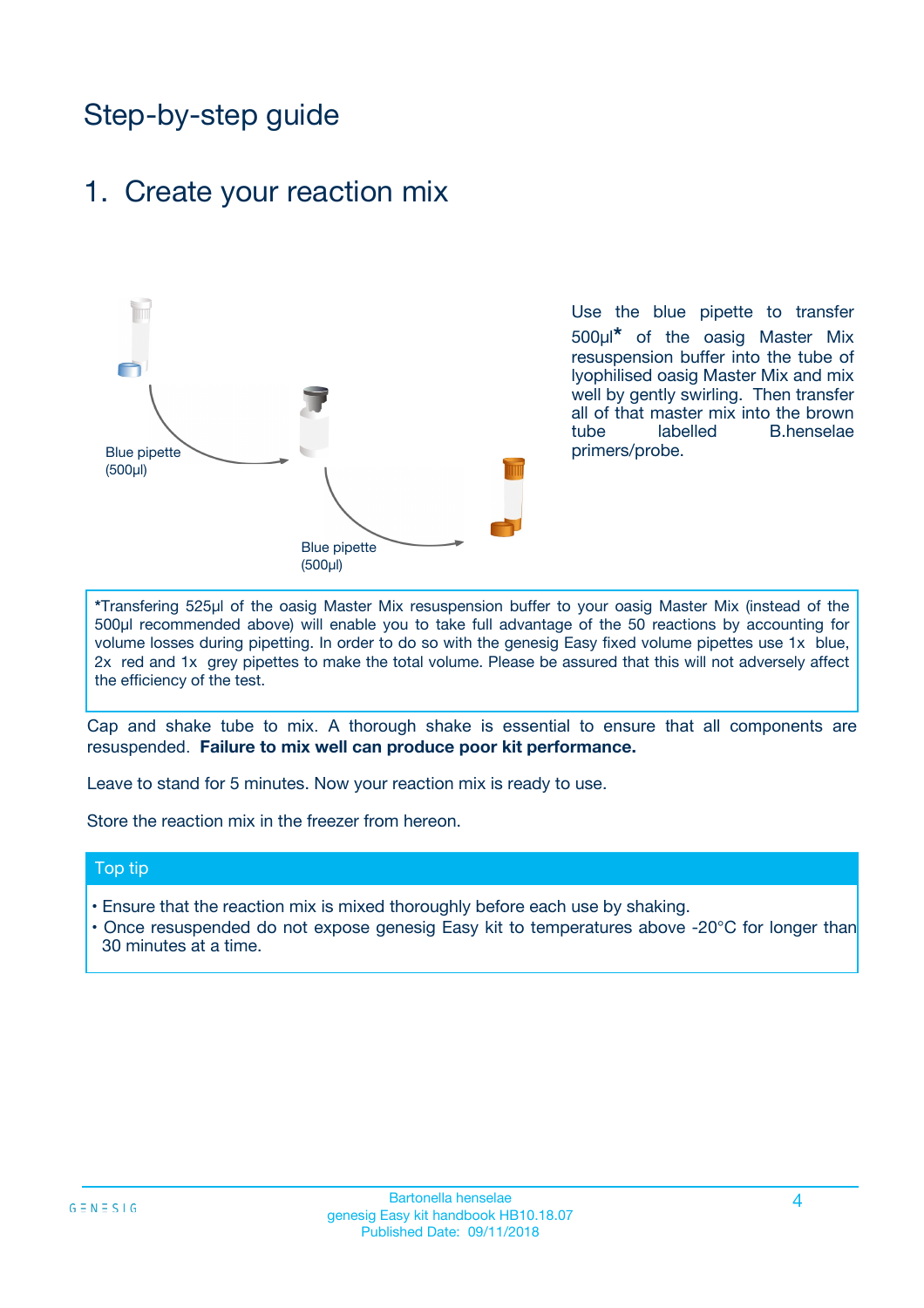# Step-by-step guide

## 1. Create your reaction mix

Blue pipette (500µl)

Blue pipette (500µl)

Use the blue pipette to transfer 500µl* of the oasig Master Mix resuspension buffer into the tube of lyophilised oasig Master Mix and mix well by gently swirling. Then transfer all of that master mix into the brown tube labelled B.henselae primers/probe.

*Transfering 525µl of the oasig Master Mix resuspension buffer to your oasig Master Mix (instead of the 500µl recommended above) will enable you to take full advantage of the 50 reactions by accounting for volume losses during pipetting. In order to do so with the genesig Easy fixed volume pipettes use 1x blue, 2x red and 1x grey pipettes to make the total volume. Please be assured that this will not adversely affect the efficiency of the test.

Cap and shake tube to mix. A thorough shake is essential to ensure that all components are resuspended. **Failure to mix well can produce poor kit performance.**

Leave to stand for 5 minutes. Now your reaction mix is ready to use.

Store the reaction mix in the freezer from hereon.

### Top tip

- Ensure that the reaction mix is mixed thoroughly before each use by shaking.
- Once resuspended do not expose genesig Easy kit to temperatures above -20°C for longer than 30 minutes at a time.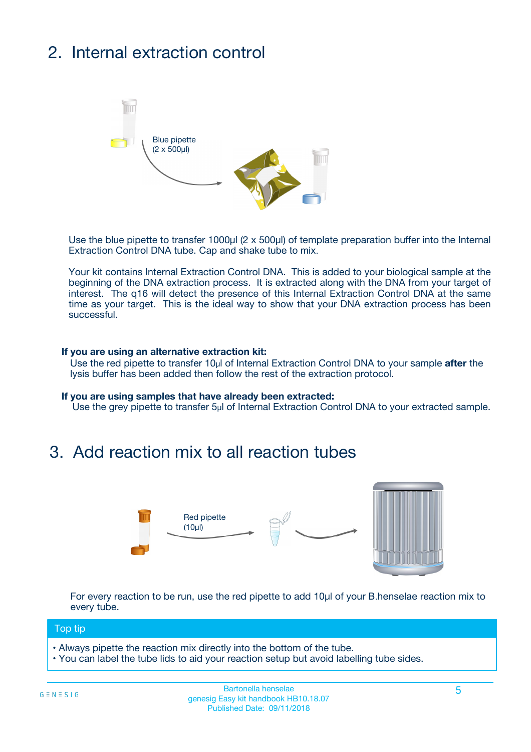## 2. Internal extraction control

Blue pipette (2 x 500µl)

Use the blue pipette to transfer 1000µl (2 x 500µl) of template preparation buffer into the Internal Extraction Control DNA tube. Cap and shake tube to mix.

Your kit contains Internal Extraction Control DNA. This is added to your biological sample at the beginning of the DNA extraction process. It is extracted along with the DNA from your target of interest. The q16 will detect the presence of this Internal Extraction Control DNA at the same time as your target. This is the ideal way to show that your DNA extraction process has been successful.

**If you are using an alternative extraction kit:**
Use the red pipette to transfer 10µl of Internal Extraction Control DNA to your sample **after** the lysis buffer has been added then follow the rest of the extraction protocol.

**If you are using samples that have already been extracted:**
Use the grey pipette to transfer 5µl of Internal Extraction Control DNA to your extracted sample.

## 3. Add reaction mix to all reaction tubes

Red pipette (10µl)

For every reaction to be run, use the red pipette to add 10µl of your B.henselae reaction mix to every tube.

**Top tip**

- Always pipette the reaction mix directly into the bottom of the tube.
- You can label the tube lids to aid your reaction setup but avoid labelling tube sides.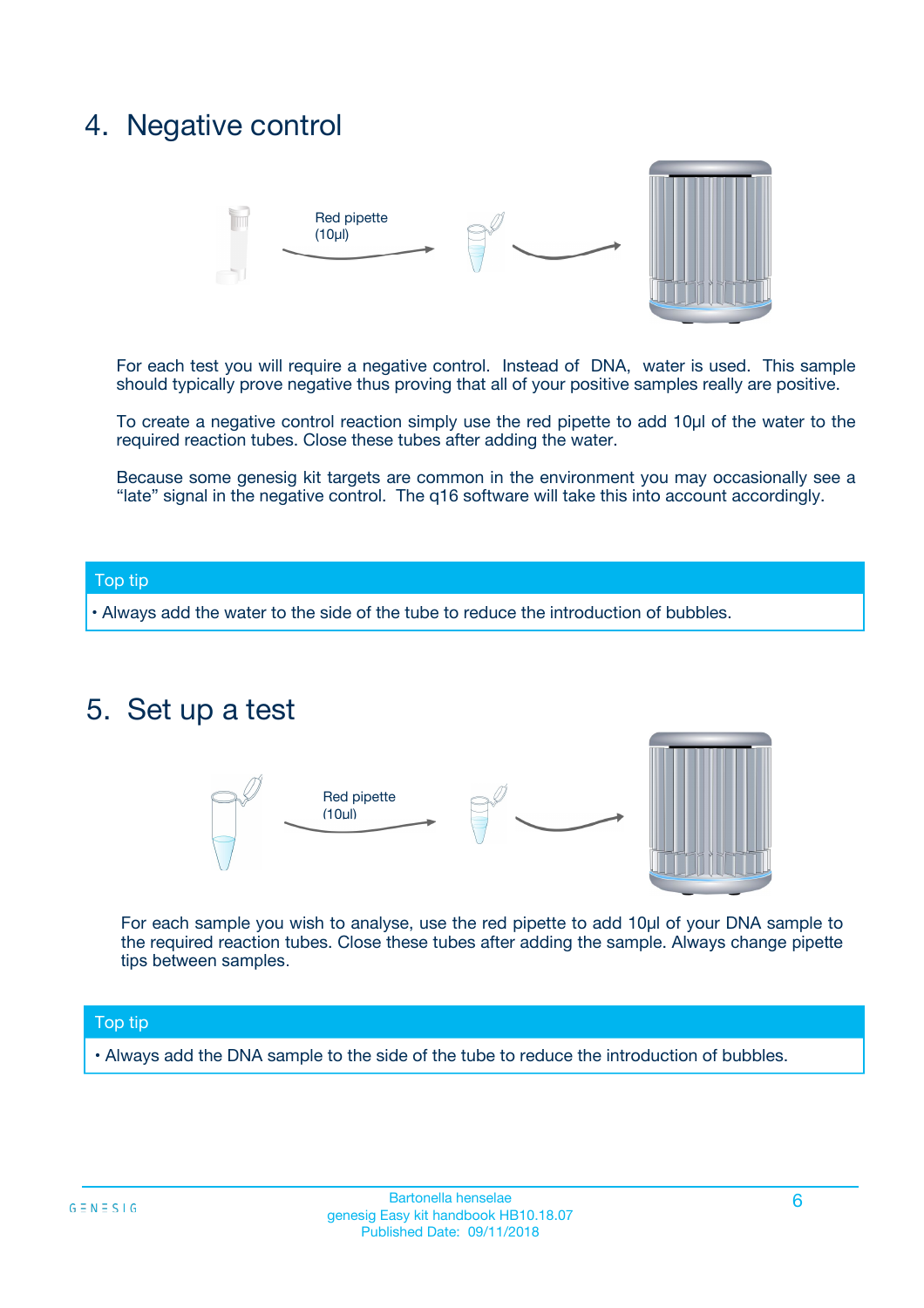## 4. Negative control

Red pipette (10µl)

For each test you will require a negative control. Instead of DNA, water is used. This sample should typically prove negative thus proving that all of your positive samples really are positive.

To create a negative control reaction simply use the red pipette to add 10µl of the water to the required reaction tubes. Close these tubes after adding the water.

Because some genesig kit targets are common in the environment you may occasionally see a "late" signal in the negative control. The q16 software will take this into account accordingly.

**Top tip**

- Always add the water to the side of the tube to reduce the introduction of bubbles.

## 5. Set up a test

Red pipette (10ul)

For each sample you wish to analyse, use the red pipette to add 10µl of your DNA sample to the required reaction tubes. Close these tubes after adding the sample. Always change pipette tips between samples.

**Top tip**

- Always add the DNA sample to the side of the tube to reduce the introduction of bubbles.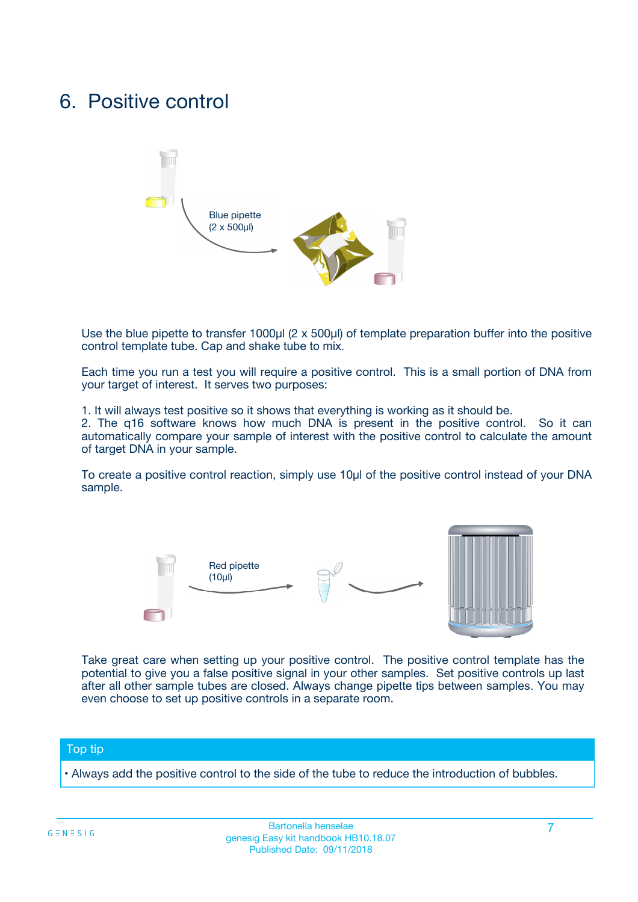# 6. Positive control

Blue pipette (2 x 500µl)

Use the blue pipette to transfer 1000µl (2 x 500µl) of template preparation buffer into the positive control template tube. Cap and shake tube to mix.

Each time you run a test you will require a positive control. This is a small portion of DNA from your target of interest. It serves two purposes:

1. It will always test positive so it shows that everything is working as it should be.
2. The q16 software knows how much DNA is present in the positive control. So it can automatically compare your sample of interest with the positive control to calculate the amount of target DNA in your sample.

To create a positive control reaction, simply use 10µl of the positive control instead of your DNA sample.

Red pipette (10µl)

Take great care when setting up your positive control. The positive control template has the potential to give you a false positive signal in your other samples. Set positive controls up last after all other sample tubes are closed. Always change pipette tips between samples. You may even choose to set up positive controls in a separate room.

## Top tip

• Always add the positive control to the side of the tube to reduce the introduction of bubbles.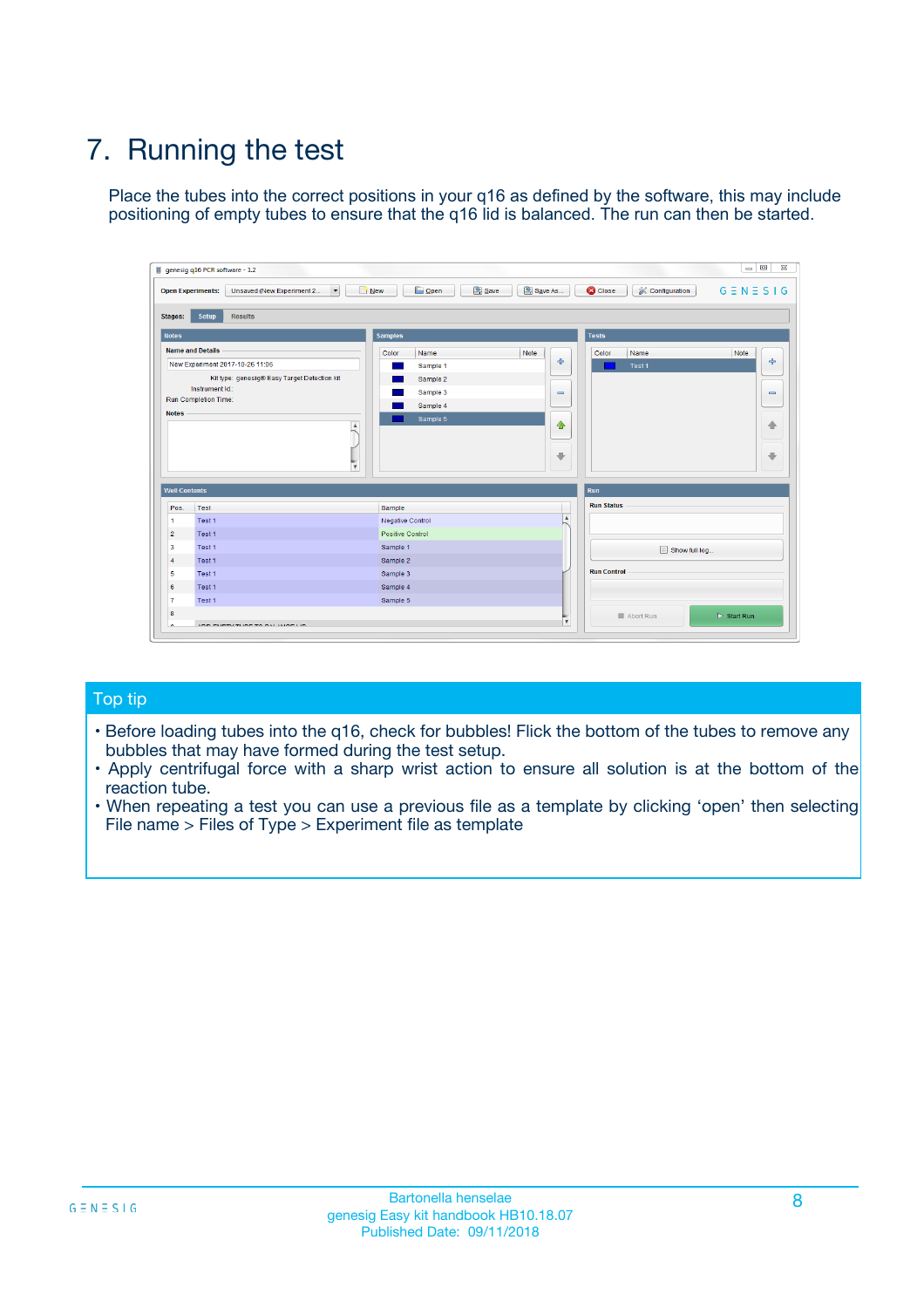# 7. Running the test

Place the tubes into the correct positions in your q16 as defined by the software, this may include positioning of empty tubes to ensure that the q16 lid is balanced. The run can then be started.

## Top tip

- Before loading tubes into the q16, check for bubbles! Flick the bottom of the tubes to remove any bubbles that may have formed during the test setup.
- Apply centrifugal force with a sharp wrist action to ensure all solution is at the bottom of the reaction tube.
- When repeating a test you can use a previous file as a template by clicking 'open' then selecting File name > Files of Type > Experiment file as template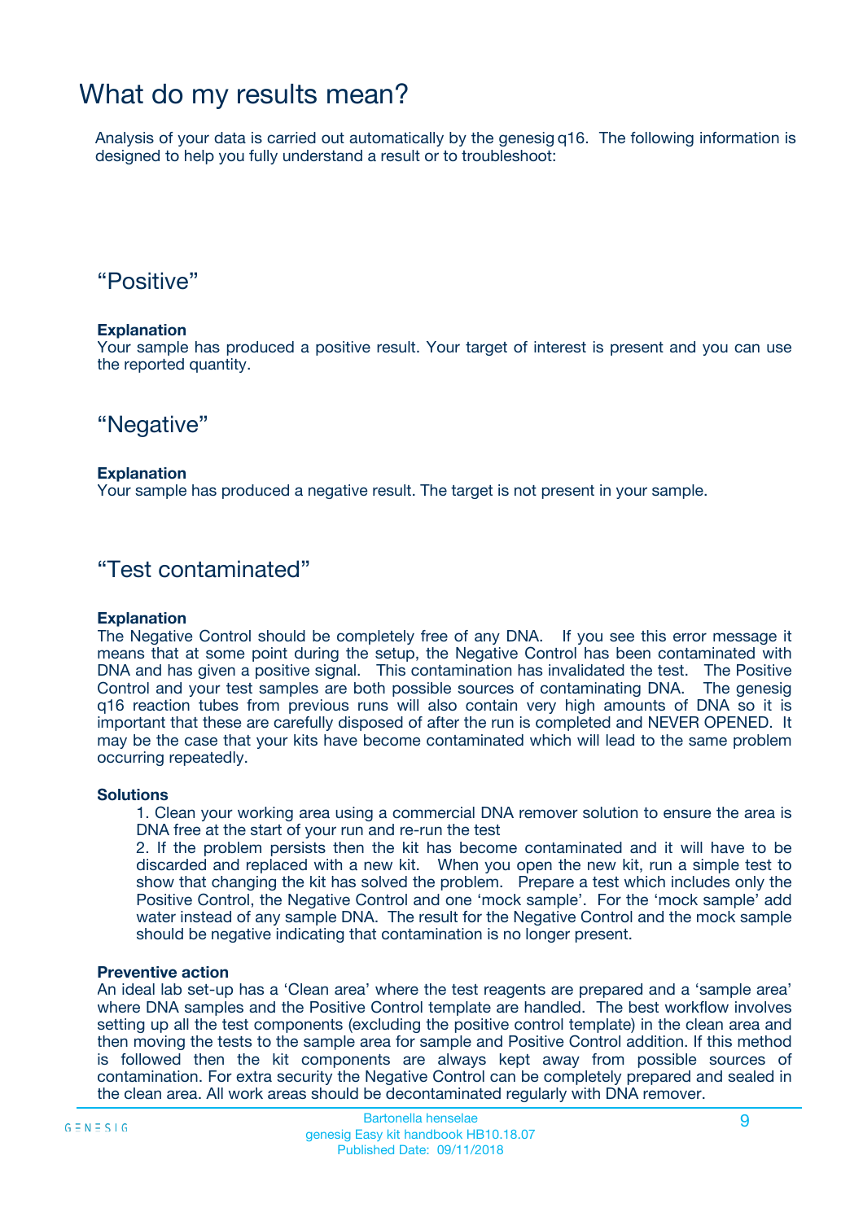# What do my results mean?

Analysis of your data is carried out automatically by the genesig q16. The following information is designed to help you fully understand a result or to troubleshoot:

## "Positive"

**Explanation**

Your sample has produced a positive result. Your target of interest is present and you can use the reported quantity.

## "Negative"

**Explanation**

Your sample has produced a negative result. The target is not present in your sample.

## "Test contaminated"

**Explanation**

The Negative Control should be completely free of any DNA. If you see this error message it means that at some point during the setup, the Negative Control has been contaminated with DNA and has given a positive signal. This contamination has invalidated the test. The Positive Control and your test samples are both possible sources of contaminating DNA. The genesig q16 reaction tubes from previous runs will also contain very high amounts of DNA so it is important that these are carefully disposed of after the run is completed and NEVER OPENED. It may be the case that your kits have become contaminated which will lead to the same problem occurring repeatedly.

**Solutions**

1. Clean your working area using a commercial DNA remover solution to ensure the area is DNA free at the start of your run and re-run the test
2. If the problem persists then the kit has become contaminated and it will have to be discarded and replaced with a new kit. When you open the new kit, run a simple test to show that changing the kit has solved the problem. Prepare a test which includes only the Positive Control, the Negative Control and one 'mock sample'. For the 'mock sample' add water instead of any sample DNA. The result for the Negative Control and the mock sample should be negative indicating that contamination is no longer present.

**Preventive action**

An ideal lab set-up has a 'Clean area' where the test reagents are prepared and a 'sample area' where DNA samples and the Positive Control template are handled. The best workflow involves setting up all the test components (excluding the positive control template) in the clean area and then moving the tests to the sample area for sample and Positive Control addition. If this method is followed then the kit components are always kept away from possible sources of contamination. For extra security the Negative Control can be completely prepared and sealed in the clean area. All work areas should be decontaminated regularly with DNA remover.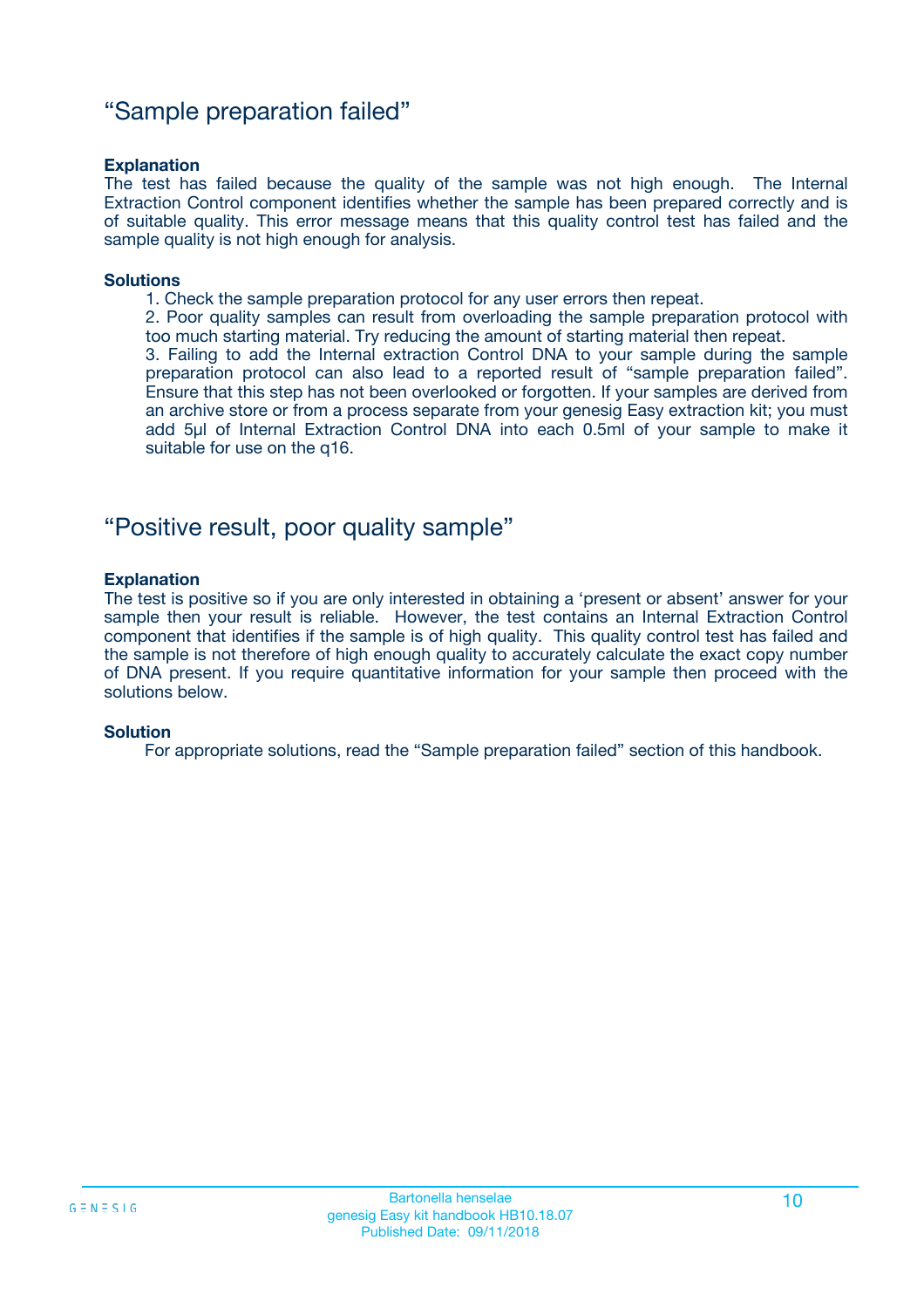## “Sample preparation failed”

**Explanation**

The test has failed because the quality of the sample was not high enough. The Internal Extraction Control component identifies whether the sample has been prepared correctly and is of suitable quality. This error message means that this quality control test has failed and the sample quality is not high enough for analysis.

**Solutions**

1. Check the sample preparation protocol for any user errors then repeat.
2. Poor quality samples can result from overloading the sample preparation protocol with too much starting material. Try reducing the amount of starting material then repeat.
3. Failing to add the Internal extraction Control DNA to your sample during the sample preparation protocol can also lead to a reported result of “sample preparation failed”. Ensure that this step has not been overlooked or forgotten. If your samples are derived from an archive store or from a process separate from your genesig Easy extraction kit; you must add 5µl of Internal Extraction Control DNA into each 0.5ml of your sample to make it suitable for use on the q16.

## “Positive result, poor quality sample”

**Explanation**

The test is positive so if you are only interested in obtaining a ‘present or absent’ answer for your sample then your result is reliable. However, the test contains an Internal Extraction Control component that identifies if the sample is of high quality. This quality control test has failed and the sample is not therefore of high enough quality to accurately calculate the exact copy number of DNA present. If you require quantitative information for your sample then proceed with the solutions below.

**Solution**

For appropriate solutions, read the “Sample preparation failed” section of this handbook.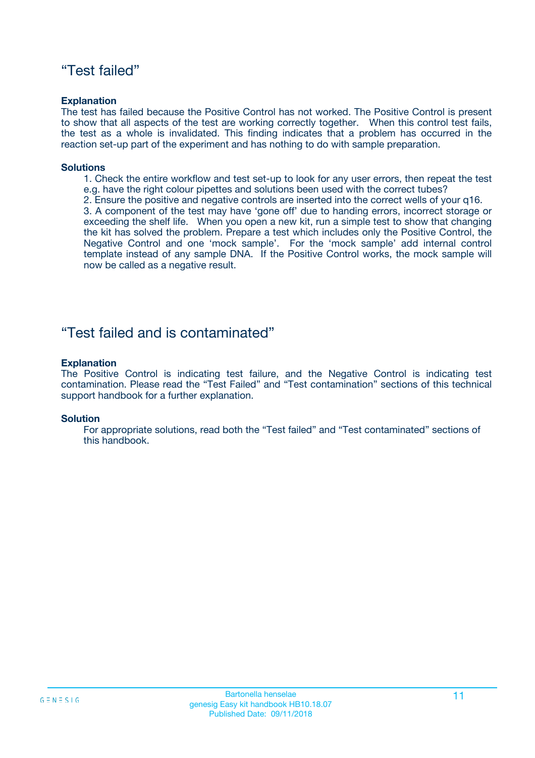## “Test failed”

**Explanation**

The test has failed because the Positive Control has not worked. The Positive Control is present to show that all aspects of the test are working correctly together. When this control test fails, the test as a whole is invalidated. This finding indicates that a problem has occurred in the reaction set-up part of the experiment and has nothing to do with sample preparation.

**Solutions**

1. Check the entire workflow and test set-up to look for any user errors, then repeat the test e.g. have the right colour pipettes and solutions been used with the correct tubes?
2. Ensure the positive and negative controls are inserted into the correct wells of your q16.
3. A component of the test may have ‘gone off’ due to handing errors, incorrect storage or exceeding the shelf life. When you open a new kit, run a simple test to show that changing the kit has solved the problem. Prepare a test which includes only the Positive Control, the Negative Control and one ‘mock sample’. For the ‘mock sample’ add internal control template instead of any sample DNA. If the Positive Control works, the mock sample will now be called as a negative result.

## “Test failed and is contaminated”

**Explanation**

The Positive Control is indicating test failure, and the Negative Control is indicating test contamination. Please read the “Test Failed” and “Test contamination” sections of this technical support handbook for a further explanation.

**Solution**

For appropriate solutions, read both the “Test failed” and “Test contaminated” sections of this handbook.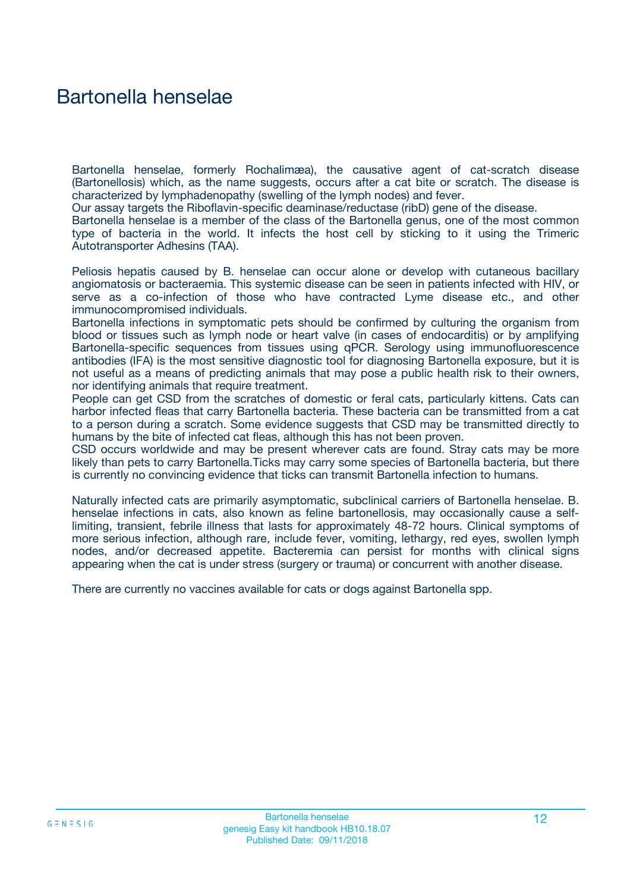# Bartonella henselae

Bartonella henselae, formerly Rochalimæa), the causative agent of cat-scratch disease (Bartonellosis) which, as the name suggests, occurs after a cat bite or scratch. The disease is characterized by lymphadenopathy (swelling of the lymph nodes) and fever.
Our assay targets the Riboflavin-specific deaminase/reductase (ribD) gene of the disease.
Bartonella henselae is a member of the class of the Bartonella genus, one of the most common type of bacteria in the world. It infects the host cell by sticking to it using the Trimeric Autotransporter Adhesins (TAA).

Peliosis hepatis caused by B. henselae can occur alone or develop with cutaneous bacillary angiomatosis or bacteraemia. This systemic disease can be seen in patients infected with HIV, or serve as a co-infection of those who have contracted Lyme disease etc., and other immunocompromised individuals.
Bartonella infections in symptomatic pets should be confirmed by culturing the organism from blood or tissues such as lymph node or heart valve (in cases of endocarditis) or by amplifying Bartonella-specific sequences from tissues using qPCR. Serology using immunofluorescence antibodies (IFA) is the most sensitive diagnostic tool for diagnosing Bartonella exposure, but it is not useful as a means of predicting animals that may pose a public health risk to their owners, nor identifying animals that require treatment.
People can get CSD from the scratches of domestic or feral cats, particularly kittens. Cats can harbor infected fleas that carry Bartonella bacteria. These bacteria can be transmitted from a cat to a person during a scratch. Some evidence suggests that CSD may be transmitted directly to humans by the bite of infected cat fleas, although this has not been proven.
CSD occurs worldwide and may be present wherever cats are found. Stray cats may be more likely than pets to carry Bartonella.Ticks may carry some species of Bartonella bacteria, but there is currently no convincing evidence that ticks can transmit Bartonella infection to humans.

Naturally infected cats are primarily asymptomatic, subclinical carriers of Bartonella henselae. B. henselae infections in cats, also known as feline bartonellosis, may occasionally cause a self-limiting, transient, febrile illness that lasts for approximately 48-72 hours. Clinical symptoms of more serious infection, although rare, include fever, vomiting, lethargy, red eyes, swollen lymph nodes, and/or decreased appetite. Bacteremia can persist for months with clinical signs appearing when the cat is under stress (surgery or trauma) or concurrent with another disease.

There are currently no vaccines available for cats or dogs against Bartonella spp.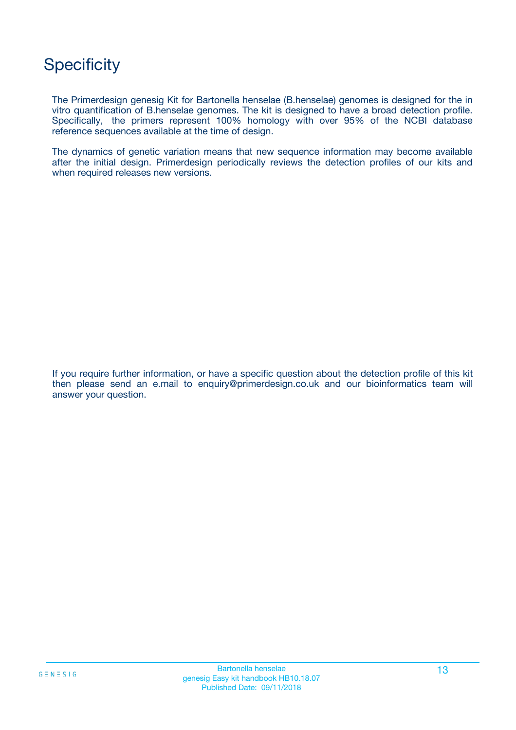# Specificity

The Primerdesign genesig Kit for Bartonella henselae (B.henselae) genomes is designed for the in vitro quantification of B.henselae genomes. The kit is designed to have a broad detection profile. Specifically, the primers represent 100% homology with over 95% of the NCBI database reference sequences available at the time of design.

The dynamics of genetic variation means that new sequence information may become available after the initial design. Primerdesign periodically reviews the detection profiles of our kits and when required releases new versions.

If you require further information, or have a specific question about the detection profile of this kit then please send an e.mail to enquiry@primerdesign.co.uk and our bioinformatics team will answer your question.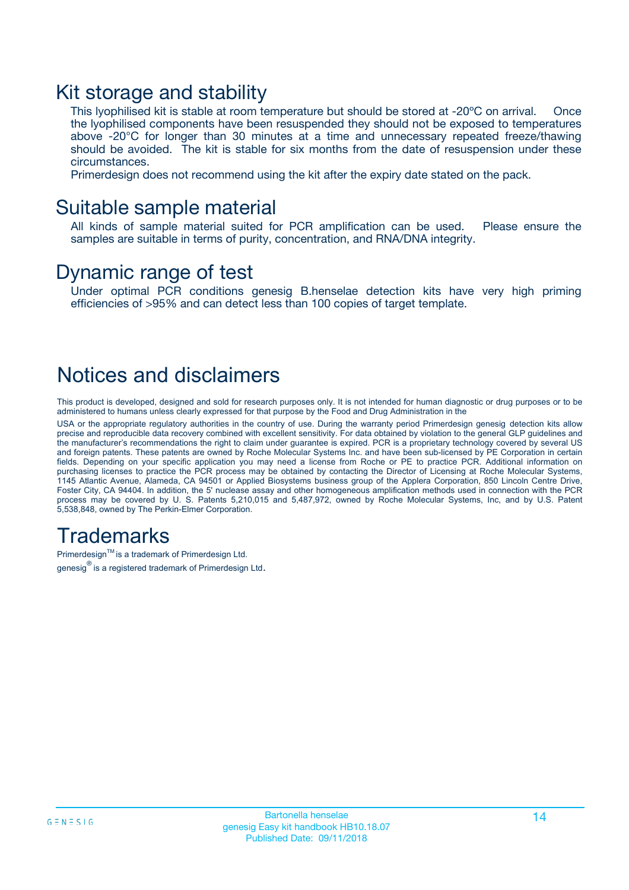## Kit storage and stability

This lyophilised kit is stable at room temperature but should be stored at -20ºC on arrival. Once the lyophilised components have been resuspended they should not be exposed to temperatures above -20°C for longer than 30 minutes at a time and unnecessary repeated freeze/thawing should be avoided. The kit is stable for six months from the date of resuspension under these circumstances.

Primerdesign does not recommend using the kit after the expiry date stated on the pack.

## Suitable sample material

All kinds of sample material suited for PCR amplification can be used. Please ensure the samples are suitable in terms of purity, concentration, and RNA/DNA integrity.

## Dynamic range of test

Under optimal PCR conditions genesig B.henselae detection kits have very high priming efficiencies of >95% and can detect less than 100 copies of target template.

# Notices and disclaimers

This product is developed, designed and sold for research purposes only. It is not intended for human diagnostic or drug purposes or to be administered to humans unless clearly expressed for that purpose by the Food and Drug Administration in the

USA or the appropriate regulatory authorities in the country of use. During the warranty period Primerdesign genesig detection kits allow precise and reproducible data recovery combined with excellent sensitivity. For data obtained by violation to the general GLP guidelines and the manufacturer's recommendations the right to claim under guarantee is expired. PCR is a proprietary technology covered by several US and foreign patents. These patents are owned by Roche Molecular Systems Inc. and have been sub-licensed by PE Corporation in certain fields. Depending on your specific application you may need a license from Roche or PE to practice PCR. Additional information on purchasing licenses to practice the PCR process may be obtained by contacting the Director of Licensing at Roche Molecular Systems, 1145 Atlantic Avenue, Alameda, CA 94501 or Applied Biosystems business group of the Applera Corporation, 850 Lincoln Centre Drive, Foster City, CA 94404. In addition, the 5' nuclease assay and other homogeneous amplification methods used in connection with the PCR process may be covered by U. S. Patents 5,210,015 and 5,487,972, owned by Roche Molecular Systems, Inc, and by U.S. Patent 5,538,848, owned by The Perkin-Elmer Corporation.

# Trademarks

Primerdesign™ is a trademark of Primerdesign Ltd.

genesig® is a registered trademark of Primerdesign Ltd.